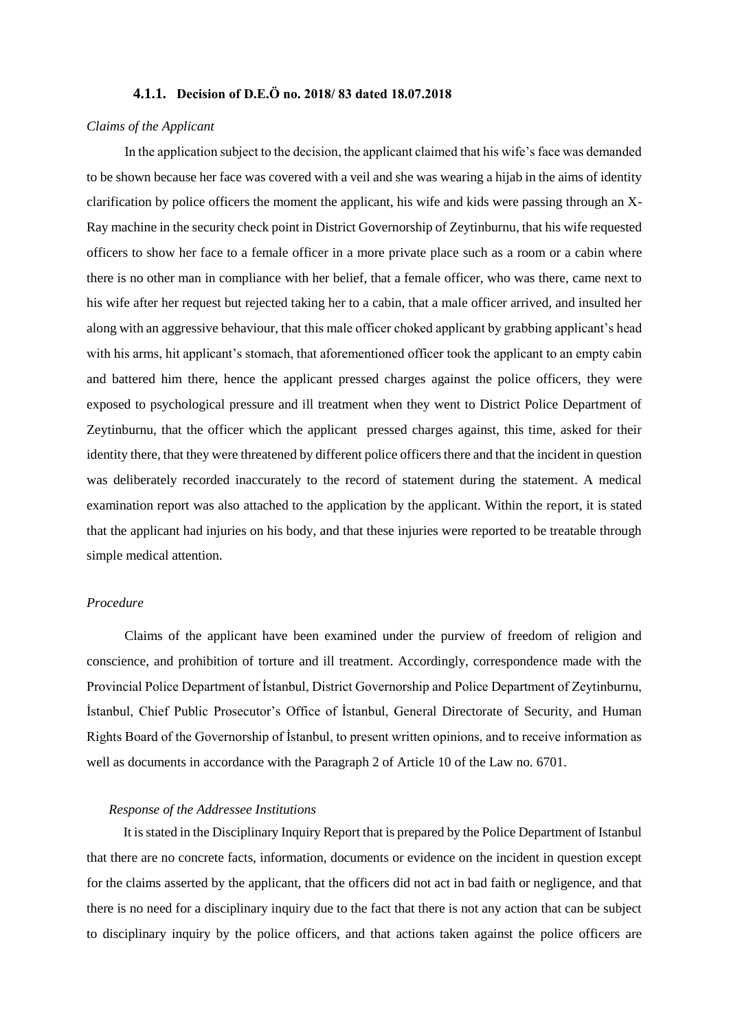#### 4.1.1. Decision of D.E.Ö no. 2018/ 83 dated 18.07.2018

*Claims of the Applicant*

In the application subject to the decision, the applicant claimed that his wife's face was demanded to be shown because her face was covered with a veil and she was wearing a hijab in the aims of identity clarification by police officers the moment the applicant, his wife and kids were passing through an X-Ray machine in the security check point in District Governorship of Zeytinburnu, that his wife requested officers to show her face to a female officer in a more private place such as a room or a cabin where there is no other man in compliance with her belief, that a female officer, who was there, came next to his wife after her request but rejected taking her to a cabin, that a male officer arrived, and insulted her along with an aggressive behaviour, that this male officer choked applicant by grabbing applicant's head with his arms, hit applicant's stomach, that aforementioned officer took the applicant to an empty cabin and battered him there, hence the applicant pressed charges against the police officers, they were exposed to psychological pressure and ill treatment when they went to District Police Department of Zeytinburnu, that the officer which the applicant pressed charges against, this time, asked for their identity there, that they were threatened by different police officers there and that the incident in question was deliberately recorded inaccurately to the record of statement during the statement. A medical examination report was also attached to the application by the applicant. Within the report, it is stated that the applicant had injuries on his body, and that these injuries were reported to be treatable through simple medical attention.

*Procedure*

Claims of the applicant have been examined under the purview of freedom of religion and conscience, and prohibition of torture and ill treatment. Accordingly, correspondence made with the Provincial Police Department of İstanbul, District Governorship and Police Department of Zeytinburnu, İstanbul, Chief Public Prosecutor's Office of İstanbul, General Directorate of Security, and Human Rights Board of the Governorship of İstanbul, to present written opinions, and to receive information as well as documents in accordance with the Paragraph 2 of Article 10 of the Law no. 6701.

*Response of the Addressee Institutions*

It is stated in the Disciplinary Inquiry Report that is prepared by the Police Department of Istanbul that there are no concrete facts, information, documents or evidence on the incident in question except for the claims asserted by the applicant, that the officers did not act in bad faith or negligence, and that there is no need for a disciplinary inquiry due to the fact that there is not any action that can be subject to disciplinary inquiry by the police officers, and that actions taken against the police officers are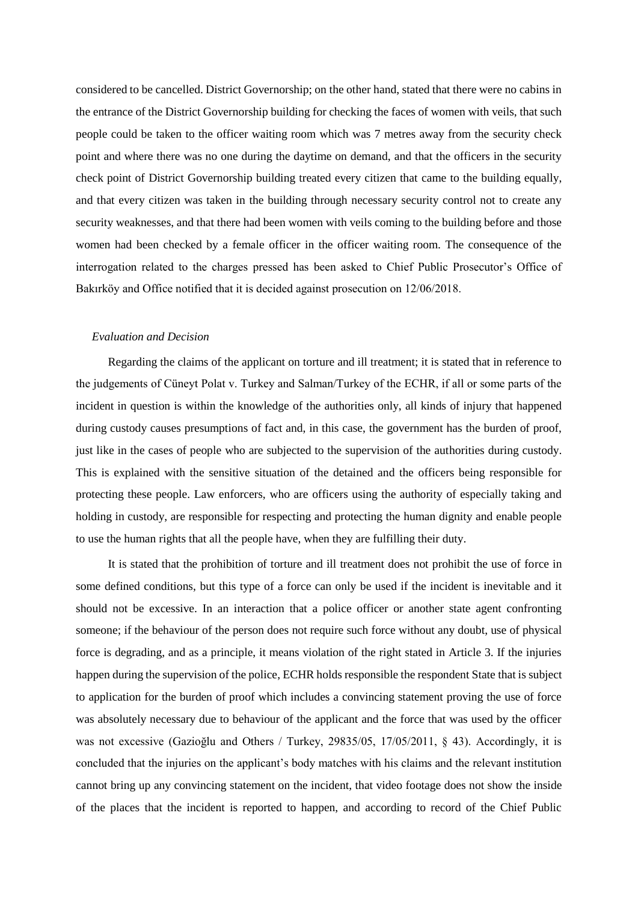considered to be cancelled. District Governorship; on the other hand, stated that there were no cabins in the entrance of the District Governorship building for checking the faces of women with veils, that such people could be taken to the officer waiting room which was 7 metres away from the security check point and where there was no one during the daytime on demand, and that the officers in the security check point of District Governorship building treated every citizen that came to the building equally, and that every citizen was taken in the building through necessary security control not to create any security weaknesses, and that there had been women with veils coming to the building before and those women had been checked by a female officer in the officer waiting room. The consequence of the interrogation related to the charges pressed has been asked to Chief Public Prosecutor's Office of Bakırköy and Office notified that it is decided against prosecution on 12/06/2018.

*Evaluation and Decision*

Regarding the claims of the applicant on torture and ill treatment; it is stated that in reference to the judgements of Cüneyt Polat v. Turkey and Salman/Turkey of the ECHR, if all or some parts of the incident in question is within the knowledge of the authorities only, all kinds of injury that happened during custody causes presumptions of fact and, in this case, the government has the burden of proof, just like in the cases of people who are subjected to the supervision of the authorities during custody. This is explained with the sensitive situation of the detained and the officers being responsible for protecting these people. Law enforcers, who are officers using the authority of especially taking and holding in custody, are responsible for respecting and protecting the human dignity and enable people to use the human rights that all the people have, when they are fulfilling their duty.

It is stated that the prohibition of torture and ill treatment does not prohibit the use of force in some defined conditions, but this type of a force can only be used if the incident is inevitable and it should not be excessive. In an interaction that a police officer or another state agent confronting someone; if the behaviour of the person does not require such force without any doubt, use of physical force is degrading, and as a principle, it means violation of the right stated in Article 3. If the injuries happen during the supervision of the police, ECHR holds responsible the respondent State that is subject to application for the burden of proof which includes a convincing statement proving the use of force was absolutely necessary due to behaviour of the applicant and the force that was used by the officer was not excessive (Gazioğlu and Others / Turkey, 29835/05, 17/05/2011, § 43). Accordingly, it is concluded that the injuries on the applicant's body matches with his claims and the relevant institution cannot bring up any convincing statement on the incident, that video footage does not show the inside of the places that the incident is reported to happen, and according to record of the Chief Public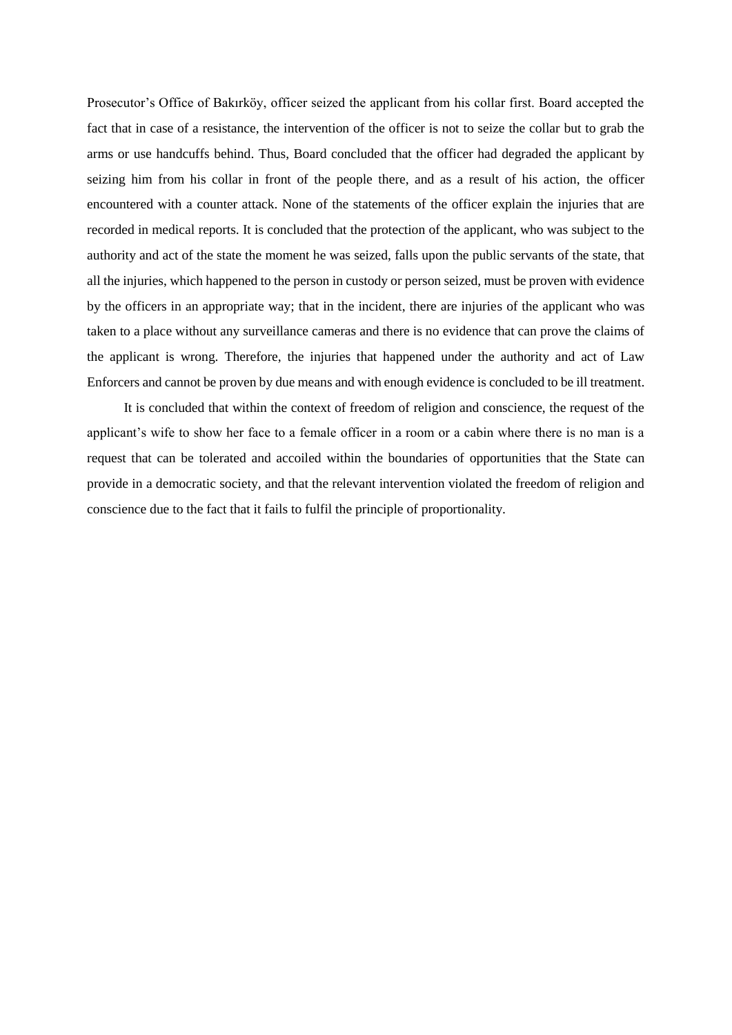Prosecutor's Office of Bakırköy, officer seized the applicant from his collar first. Board accepted the fact that in case of a resistance, the intervention of the officer is not to seize the collar but to grab the arms or use handcuffs behind. Thus, Board concluded that the officer had degraded the applicant by seizing him from his collar in front of the people there, and as a result of his action, the officer encountered with a counter attack. None of the statements of the officer explain the injuries that are recorded in medical reports. It is concluded that the protection of the applicant, who was subject to the authority and act of the state the moment he was seized, falls upon the public servants of the state, that all the injuries, which happened to the person in custody or person seized, must be proven with evidence by the officers in an appropriate way; that in the incident, there are injuries of the applicant who was taken to a place without any surveillance cameras and there is no evidence that can prove the claims of the applicant is wrong. Therefore, the injuries that happened under the authority and act of Law Enforcers and cannot be proven by due means and with enough evidence is concluded to be ill treatment.

It is concluded that within the context of freedom of religion and conscience, the request of the applicant's wife to show her face to a female officer in a room or a cabin where there is no man is a request that can be tolerated and accoiled within the boundaries of opportunities that the State can provide in a democratic society, and that the relevant intervention violated the freedom of religion and conscience due to the fact that it fails to fulfil the principle of proportionality.